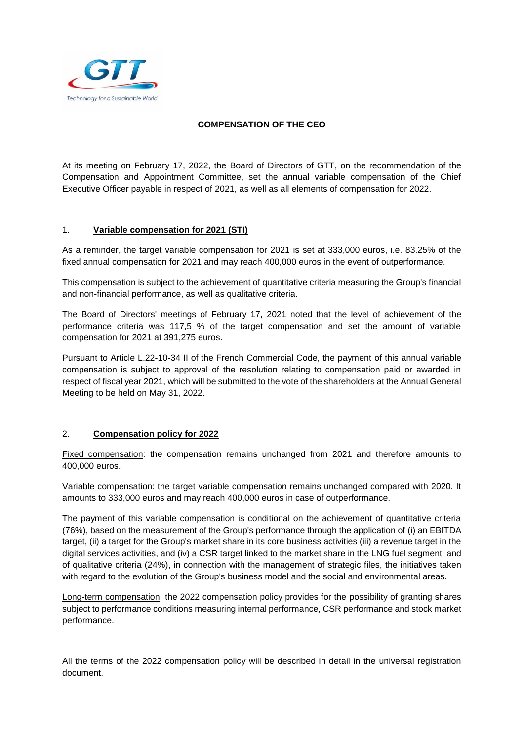# COMPENSATION OF THE CEO

At its meeting on February 17, 2022, the Board of Directors of GTT, on the recommendation of the Compensation and Appointment Committee, set the annual variable compensation of the Chief Executive Officer payable in respect of 2021, as well as all elements of compensation for 2022.

## 1. Variable compensation for 2021 (STI)

As a reminder, the target variable compensation for 2021 is set at 333,000 euros, i.e. 83.25% of the fixed annual compensation for 2021 and may reach 400,000 euros in the event of outperformance.

This compensation is subject to the achievement of quantitative criteria measuring the Group's financial and non-financial performance, as well as qualitative criteria.

The Board of Directors' meetings of February 17, 2021 noted that the level of achievement of the performance criteria was 117,5 % of the target compensation and set the amount of variable compensation for 2021 at 391,275 euros.

Pursuant to Article L.22-10-34 II of the French Commercial Code, the payment of this annual variable compensation is subject to approval of the resolution relating to compensation paid or awarded in respect of fiscal year 2021, which will be submitted to the vote of the shareholders at the Annual General Meeting to be held on May 31, 2022.

## 2. Compensation policy for 2022

Fixed compensation: the compensation remains unchanged from 2021 and therefore amounts to 400,000 euros.

Variable compensation: the target variable compensation remains unchanged compared with 2020. It amounts to 333,000 euros and may reach 400,000 euros in case of outperformance.

The payment of this variable compensation is conditional on the achievement of quantitative criteria (76%), based on the measurement of the Group's performance through the application of (i) an EBITDA target, (ii) a target for the Group's market share in its core business activities (iii) a revenue target in the digital services activities, and (iv) a CSR target linked to the market share in the LNG fuel segment and of qualitative criteria (24%), in connection with the management of strategic files, the initiatives taken with regard to the evolution of the Group's business model and the social and environmental areas.

Long-term compensation: the 2022 compensation policy provides for the possibility of granting shares subject to performance conditions measuring internal performance, CSR performance and stock market performance.

All the terms of the 2022 compensation policy will be described in detail in the universal registration document.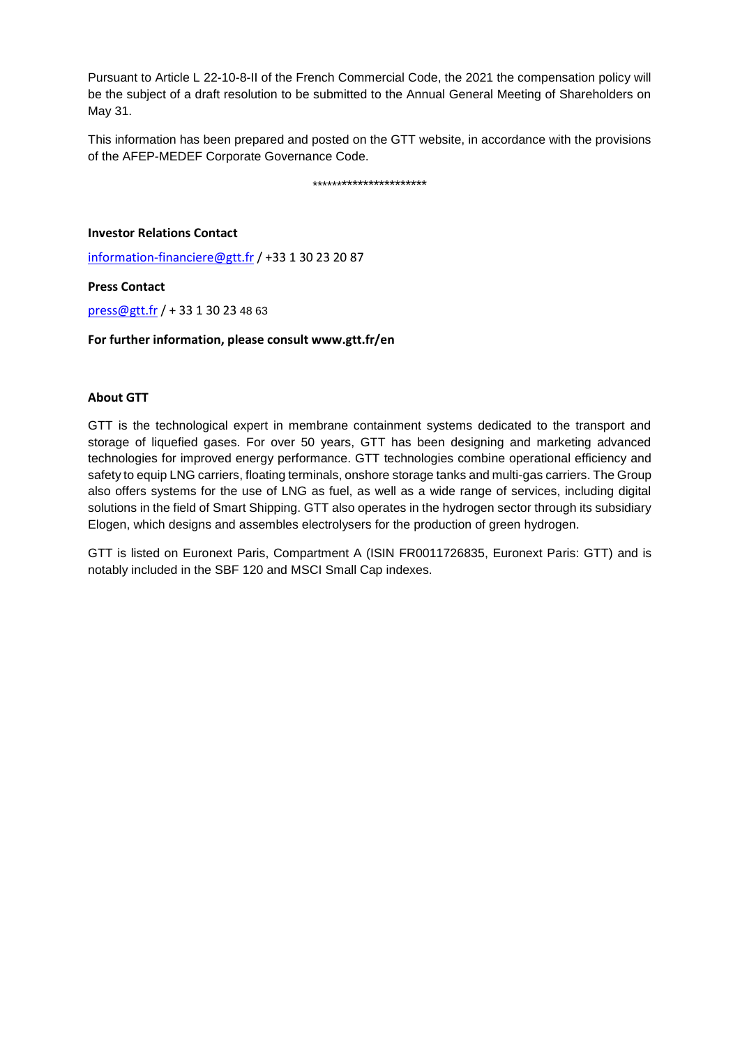Pursuant to Article L 22-10-8-II of the French Commercial Code, the 2021 the compensation policy will be the subject of a draft resolution to be submitted to the Annual General Meeting of Shareholders on May 31.

This information has been prepared and posted on the GTT website, in accordance with the provisions of the AFEP-MEDEF Corporate Governance Code.

*********************

**Investor Relations Contact**

information-financiere@gtt.fr / +33 1 30 23 20 87

**Press Contact**

press@gtt.fr / + 33 1 30 23 48 63

**For further information, please consult www.gtt.fr/en**

**About GTT**

GTT is the technological expert in membrane containment systems dedicated to the transport and storage of liquefied gases. For over 50 years, GTT has been designing and marketing advanced technologies for improved energy performance. GTT technologies combine operational efficiency and safety to equip LNG carriers, floating terminals, onshore storage tanks and multi-gas carriers. The Group also offers systems for the use of LNG as fuel, as well as a wide range of services, including digital solutions in the field of Smart Shipping. GTT also operates in the hydrogen sector through its subsidiary Elogen, which designs and assembles electrolysers for the production of green hydrogen.

GTT is listed on Euronext Paris, Compartment A (ISIN FR0011726835, Euronext Paris: GTT) and is notably included in the SBF 120 and MSCI Small Cap indexes.